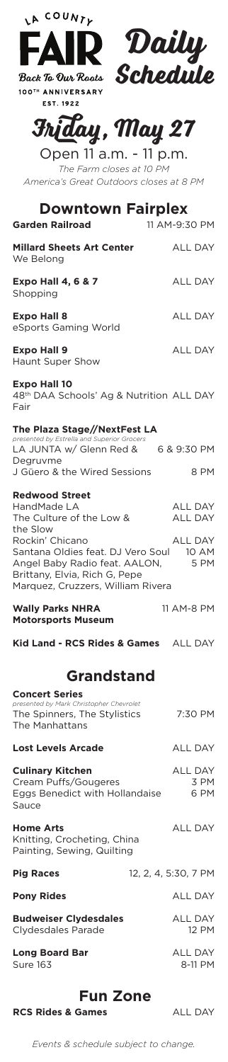# LA COUNTY FAIR Daily Schedule

Back To Our Roots
100TH ANNIVERSARY
EST. 1922

## Friday, May 27

Open 11 a.m. - 11 p.m.

*The Farm closes at 10 PM*

*America's Great Outdoors closes at 8 PM*

## Downtown Fairplex

**Garden Railroad** 11 AM-9:30 PM

**Millard Sheets Art Center** ALL DAY
We Belong

**Expo Hall 4, 6 & 7** ALL DAY
Shopping

**Expo Hall 8** ALL DAY
eSports Gaming World

**Expo Hall 9** ALL DAY
Haunt Super Show

**Expo Hall 10**
48th DAA Schools' Ag & Nutrition Fair ALL DAY

**The Plaza Stage//NextFest LA**
*presented by Estrella and Superior Grocers*
LA JUNTA w/ Glenn Red & Degruvme 6 & 9:30 PM
J Güero & the Wired Sessions 8 PM

**Redwood Street**
HandMade LA ALL DAY
The Culture of the Low & the Slow ALL DAY
Rockin' Chicano ALL DAY
Santana Oldies feat. DJ Vero Soul 10 AM
Angel Baby Radio feat. AALON, Brittany, Elvia, Rich G, Pepe Marquez, Cruzzers, William Rivera 5 PM

**Wally Parks NHRA Motorsports Museum** 11 AM-8 PM

**Kid Land - RCS Rides & Games** ALL DAY

## Grandstand

**Concert Series**
*presented by Mark Christopher Chevrolet*
The Spinners, The Stylistics The Manhattans 7:30 PM

**Lost Levels Arcade** ALL DAY

**Culinary Kitchen** ALL DAY
Cream Puffs/Gougeres 3 PM
Eggs Benedict with Hollandaise Sauce 6 PM

**Home Arts** ALL DAY
Knitting, Crocheting, China Painting, Sewing, Quilting

**Pig Races** 12, 2, 4, 5:30, 7 PM

**Pony Rides** ALL DAY

**Budweiser Clydesdales** ALL DAY
Clydesdales Parade 12 PM

**Long Board Bar** ALL DAY
Sure 163 8-11 PM

## Fun Zone

**RCS Rides & Games** ALL DAY

*Events & schedule subject to change.*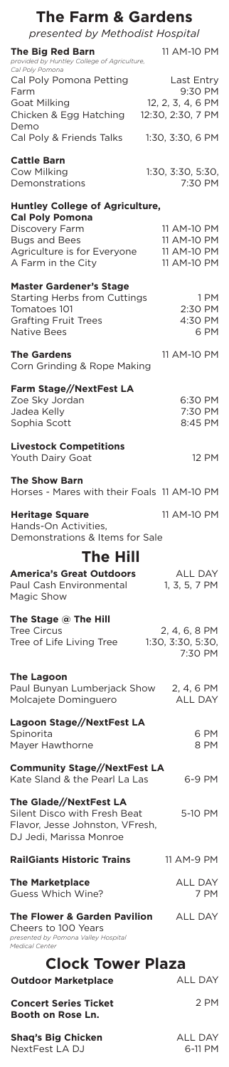# The Farm & Gardens

*presented by Methodist Hospital*

**The Big Red Barn** — 11 AM-10 PM
*provided by Huntley College of Agriculture, Cal Poly Pomona*

- Cal Poly Pomona Petting Farm — Last Entry 9:30 PM
- Goat Milking — 12, 2, 3, 4, 6 PM
- Chicken & Egg Hatching Demo — 12:30, 2:30, 7 PM
- Cal Poly & Friends Talks — 1:30, 3:30, 6 PM

**Cattle Barn**

- Cow Milking Demonstrations — 1:30, 3:30, 5:30, 7:30 PM

**Huntley College of Agriculture, Cal Poly Pomona**

- Discovery Farm — 11 AM-10 PM
- Bugs and Bees — 11 AM-10 PM
- Agriculture is for Everyone — 11 AM-10 PM
- A Farm in the City — 11 AM-10 PM

**Master Gardener's Stage**

- Starting Herbs from Cuttings — 1 PM
- Tomatoes 101 — 2:30 PM
- Grafting Fruit Trees — 4:30 PM
- Native Bees — 6 PM

**The Gardens** — 11 AM-10 PM

Corn Grinding & Rope Making

**Farm Stage//NextFest LA**

- Zoe Sky Jordan — 6:30 PM
- Jadea Kelly — 7:30 PM
- Sophia Scott — 8:45 PM

**Livestock Competitions**

- Youth Dairy Goat — 12 PM

**The Show Barn**

Horses - Mares with their Foals — 11 AM-10 PM

**Heritage Square** — 11 AM-10 PM

Hands-On Activities, Demonstrations & Items for Sale

# The Hill

**America's Great Outdoors** — ALL DAY

- Paul Cash Environmental Magic Show — 1, 3, 5, 7 PM

**The Stage @ The Hill**

- Tree Circus — 2, 4, 6, 8 PM
- Tree of Life Living Tree — 1:30, 3:30, 5:30, 7:30 PM

**The Lagoon**

- Paul Bunyan Lumberjack Show — 2, 4, 6 PM
- Molcajete Dominguero — ALL DAY

**Lagoon Stage//NextFest LA**

- Spinorita — 6 PM
- Mayer Hawthorne — 8 PM

**Community Stage//NextFest LA**

- Kate Sland & the Pearl La Las — 6-9 PM

**The Glade//NextFest LA**

- Silent Disco with Fresh Beat Flavor, Jesse Johnston, VFresh, DJ Jedi, Marissa Monroe — 5-10 PM

**RailGiants Historic Trains** — 11 AM-9 PM

**The Marketplace** — ALL DAY

- Guess Which Wine? — 7 PM

**The Flower & Garden Pavilion** — ALL DAY

Cheers to 100 Years
*presented by Pomona Valley Hospital Medical Center*

# Clock Tower Plaza

**Outdoor Marketplace** — ALL DAY

**Concert Series Ticket Booth on Rose Ln.** — 2 PM

**Shaq's Big Chicken** — ALL DAY

- NextFest LA DJ — 6-11 PM